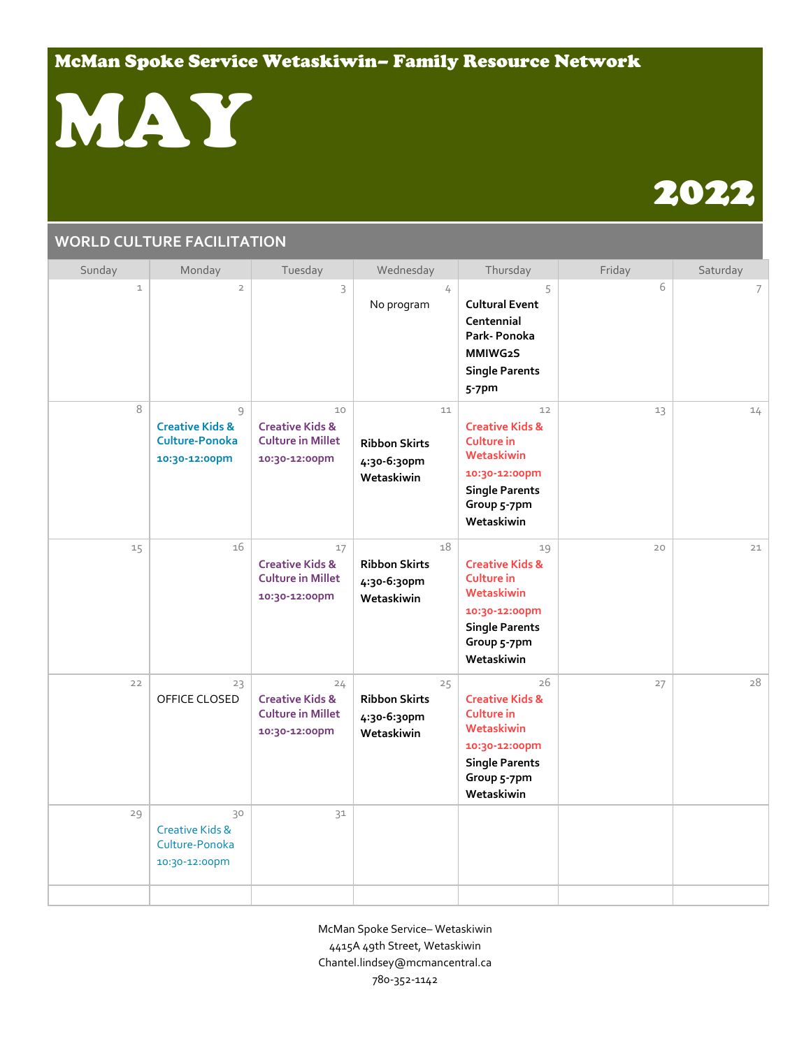# McMan Spoke Service Wetaskiwin– Family Resource Network

# MAY

# 2022

## WORLD CULTURE FACILITATION

| Sunday | Monday | Tuesday | Wednesday | Thursday | Friday | Saturday |
|---|---|---|---|---|---|---|
| 1 | 2 | 3 | 4<br>No program | 5<br>**Cultural Event Centennial Park- Ponoka**<br>**MMIWG2S**<br>**Single Parents 5-7pm** | 6 | 7 |
| 8 | 9<br>**Creative Kids & Culture-Ponoka**<br>**10:30-12:00pm** | 10<br>**Creative Kids & Culture in Millet**<br>**10:30-12:00pm** | 11<br>**Ribbon Skirts**<br>**4:30-6:30pm**<br>**Wetaskiwin** | 12<br>**Creative Kids & Culture in Wetaskiwin**<br>**10:30-12:00pm**<br>**Single Parents Group 5-7pm**<br>**Wetaskiwin** | 13 | 14 |
| 15 | 16 | 17<br>**Creative Kids & Culture in Millet**<br>**10:30-12:00pm** | 18<br>**Ribbon Skirts**<br>**4:30-6:30pm**<br>**Wetaskiwin** | 19<br>**Creative Kids & Culture in Wetaskiwin**<br>**10:30-12:00pm**<br>**Single Parents Group 5-7pm**<br>**Wetaskiwin** | 20 | 21 |
| 22 | 23<br>OFFICE CLOSED | 24<br>**Creative Kids & Culture in Millet**<br>**10:30-12:00pm** | 25<br>**Ribbon Skirts**<br>**4:30-6:30pm**<br>**Wetaskiwin** | 26<br>**Creative Kids & Culture in Wetaskiwin**<br>**10:30-12:00pm**<br>**Single Parents Group 5-7pm**<br>**Wetaskiwin** | 27 | 28 |
| 29 | 30<br>Creative Kids & Culture-Ponoka<br>10:30-12:00pm | 31 | | | | |

McMan Spoke Service– Wetaskiwin
4415A 49th Street, Wetaskiwin
Chantel.lindsey@mcmancentral.ca
780-352-1142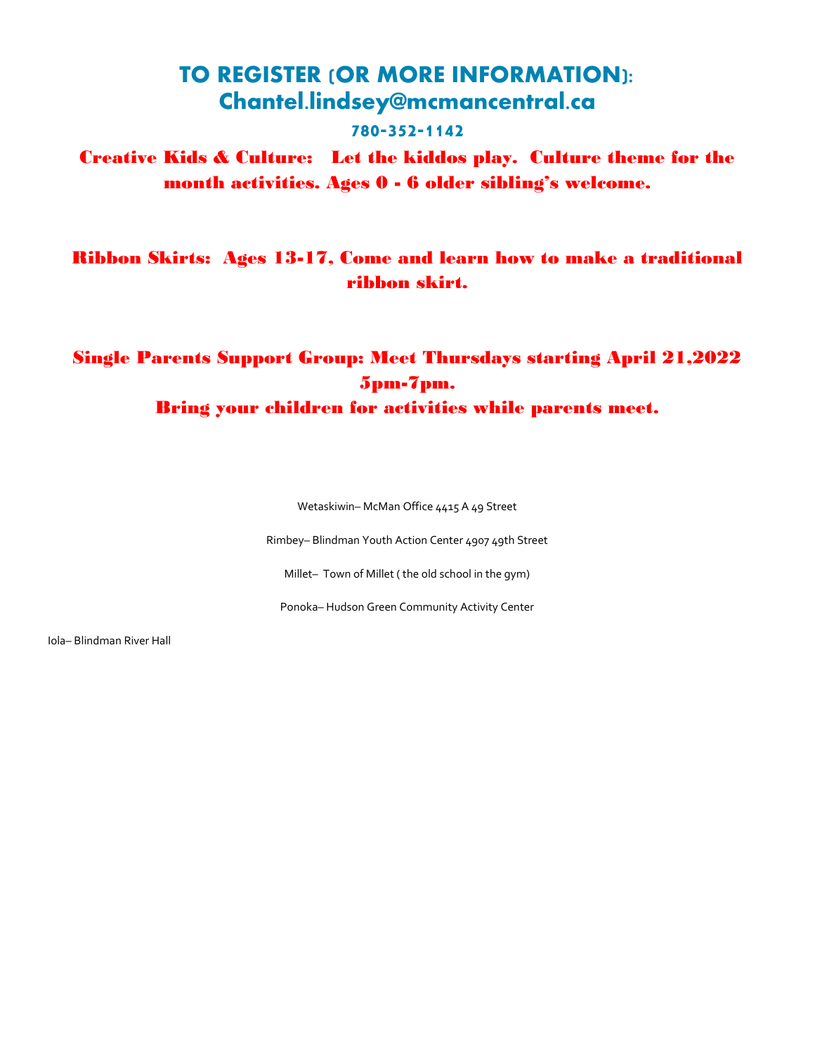## TO REGISTER (OR MORE INFORMATION): Chantel.lindsey@mcmancentral.ca

**780-352-1142**

**Creative Kids & Culture: Let the kiddos play. Culture theme for the month activities. Ages 0 - 6 older sibling's welcome.**

**Ribbon Skirts: Ages 13-17, Come and learn how to make a traditional ribbon skirt.**

**Single Parents Support Group: Meet Thursdays starting April 21,2022 5pm-7pm.**
**Bring your children for activities while parents meet.**

Wetaskiwin– McMan Office 4415 A 49 Street

Rimbey– Blindman Youth Action Center 4907 49th Street

Millet– Town of Millet ( the old school in the gym)

Ponoka– Hudson Green Community Activity Center

Iola– Blindman River Hall